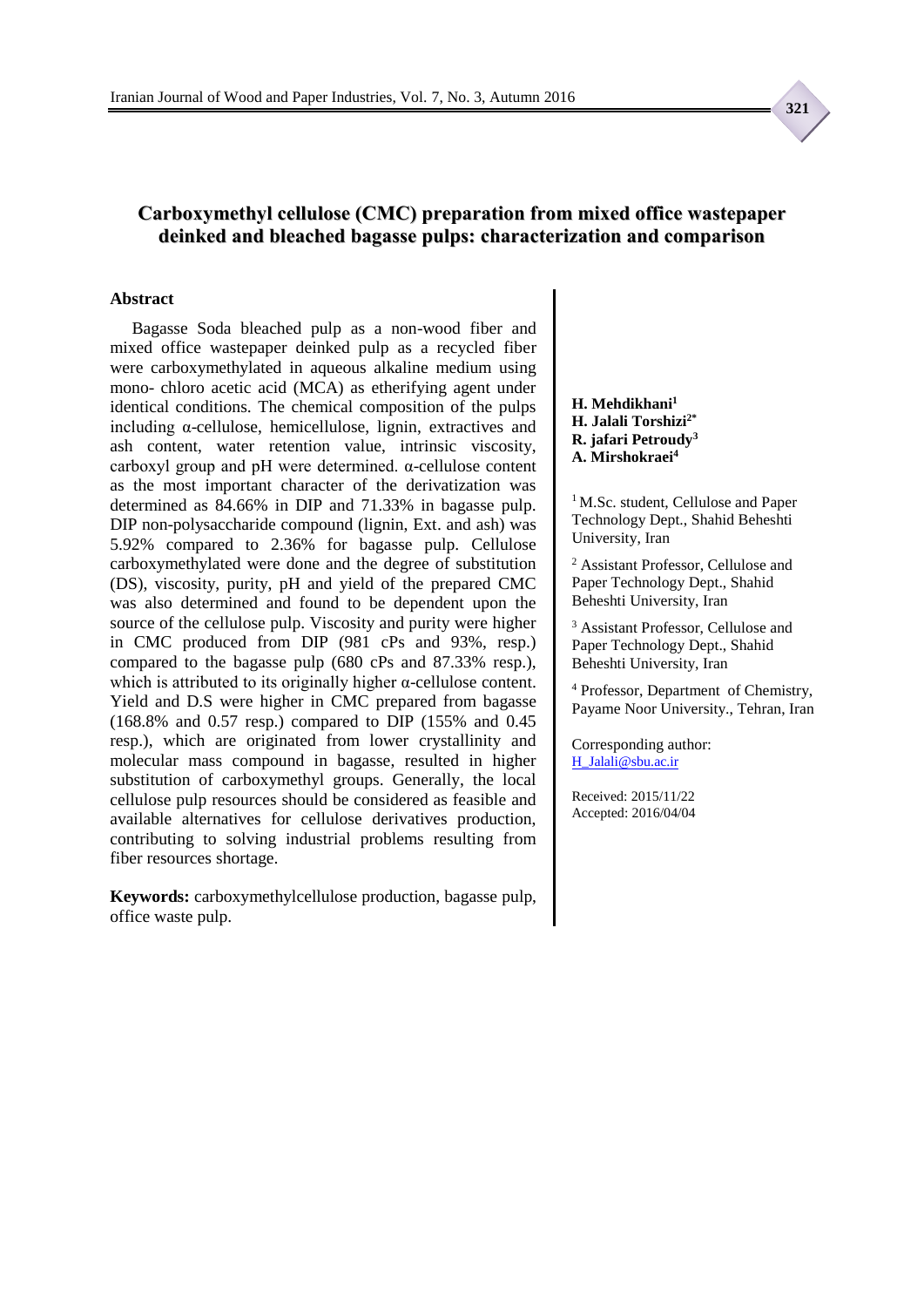# Carboxymethyl cellulose (CMC) preparation from mixed office wastepaper deinked and bleached bagasse pulps: characterization and comparison

**H. Mehdikhani**[1]
**H. Jalali Torshizi**[2*]
**R. jafari Petroudy**[3]
**A. Mirshokraei**[4]

[1] M.Sc. student, Cellulose and Paper Technology Dept., Shahid Beheshti University, Iran

[2] Assistant Professor, Cellulose and Paper Technology Dept., Shahid Beheshti University, Iran

[3] Assistant Professor, Cellulose and Paper Technology Dept., Shahid Beheshti University, Iran

[4] Professor, Department of Chemistry, Payame Noor University., Tehran, Iran

Corresponding author:
H_Jalali@sbu.ac.ir

Received: 2015/11/22
Accepted: 2016/04/04

## Abstract

Bagasse Soda bleached pulp as a non-wood fiber and mixed office wastepaper deinked pulp as a recycled fiber were carboxymethylated in aqueous alkaline medium using mono- chloro acetic acid (MCA) as etherifying agent under identical conditions. The chemical composition of the pulps including α-cellulose, hemicellulose, lignin, extractives and ash content, water retention value, intrinsic viscosity, carboxyl group and pH were determined. α-cellulose content as the most important character of the derivatization was determined as 84.66% in DIP and 71.33% in bagasse pulp. DIP non-polysaccharide compound (lignin, Ext. and ash) was 5.92% compared to 2.36% for bagasse pulp. Cellulose carboxymethylated were done and the degree of substitution (DS), viscosity, purity, pH and yield of the prepared CMC was also determined and found to be dependent upon the source of the cellulose pulp. Viscosity and purity were higher in CMC produced from DIP (981 cPs and 93%, resp.) compared to the bagasse pulp (680 cPs and 87.33% resp.), which is attributed to its originally higher α-cellulose content. Yield and D.S were higher in CMC prepared from bagasse (168.8% and 0.57 resp.) compared to DIP (155% and 0.45 resp.), which are originated from lower crystallinity and molecular mass compound in bagasse, resulted in higher substitution of carboxymethyl groups. Generally, the local cellulose pulp resources should be considered as feasible and available alternatives for cellulose derivatives production, contributing to solving industrial problems resulting from fiber resources shortage.

**Keywords:** carboxymethylcellulose production, bagasse pulp, office waste pulp.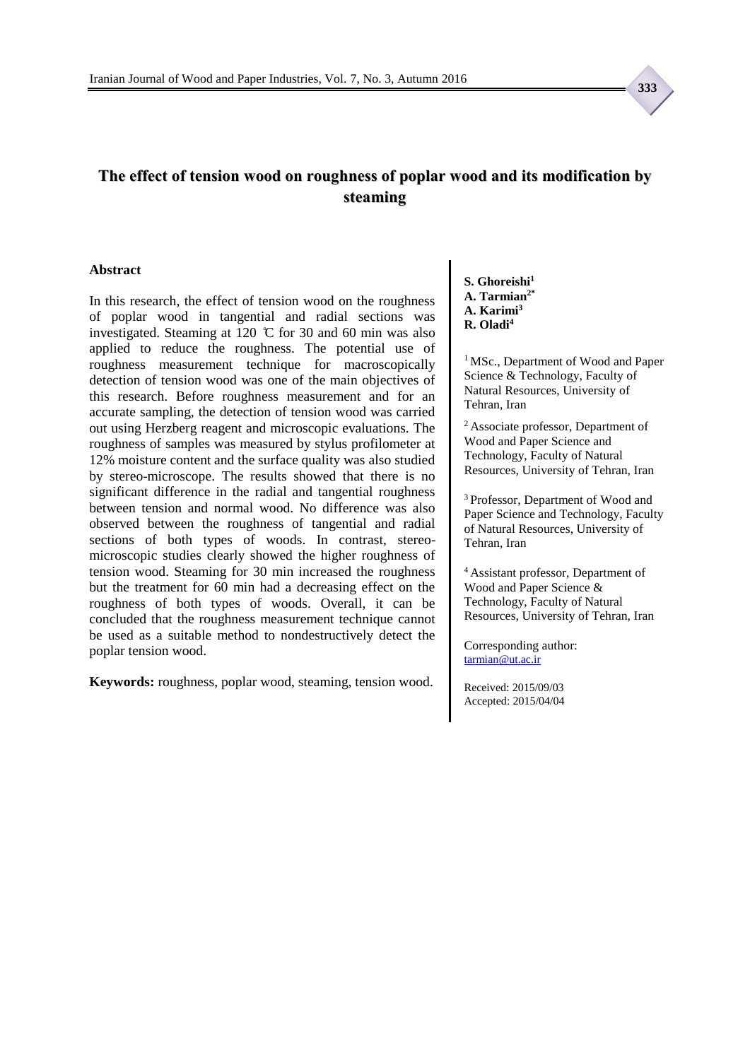# The effect of tension wood on roughness of poplar wood and its modification by steaming

**S. Ghoreishi**[1]
**A. Tarmian**[2*]
**A. Karimi**[3]
**R. Oladi**[4]

[1] MSc., Department of Wood and Paper Science & Technology, Faculty of Natural Resources, University of Tehran, Iran

[2] Associate professor, Department of Wood and Paper Science and Technology, Faculty of Natural Resources, University of Tehran, Iran

[3] Professor, Department of Wood and Paper Science and Technology, Faculty of Natural Resources, University of Tehran, Iran

[4] Assistant professor, Department of Wood and Paper Science & Technology, Faculty of Natural Resources, University of Tehran, Iran

Corresponding author: tarmian@ut.ac.ir

Received: 2015/09/03
Accepted: 2015/04/04

## Abstract

In this research, the effect of tension wood on the roughness of poplar wood in tangential and radial sections was investigated. Steaming at 120 ℃ for 30 and 60 min was also applied to reduce the roughness. The potential use of roughness measurement technique for macroscopically detection of tension wood was one of the main objectives of this research. Before roughness measurement and for an accurate sampling, the detection of tension wood was carried out using Herzberg reagent and microscopic evaluations. The roughness of samples was measured by stylus profilometer at 12% moisture content and the surface quality was also studied by stereo-microscope. The results showed that there is no significant difference in the radial and tangential roughness between tension and normal wood. No difference was also observed between the roughness of tangential and radial sections of both types of woods. In contrast, stereo-microscopic studies clearly showed the higher roughness of tension wood. Steaming for 30 min increased the roughness but the treatment for 60 min had a decreasing effect on the roughness of both types of woods. Overall, it can be concluded that the roughness measurement technique cannot be used as a suitable method to nondestructively detect the poplar tension wood.

**Keywords:** roughness, poplar wood, steaming, tension wood.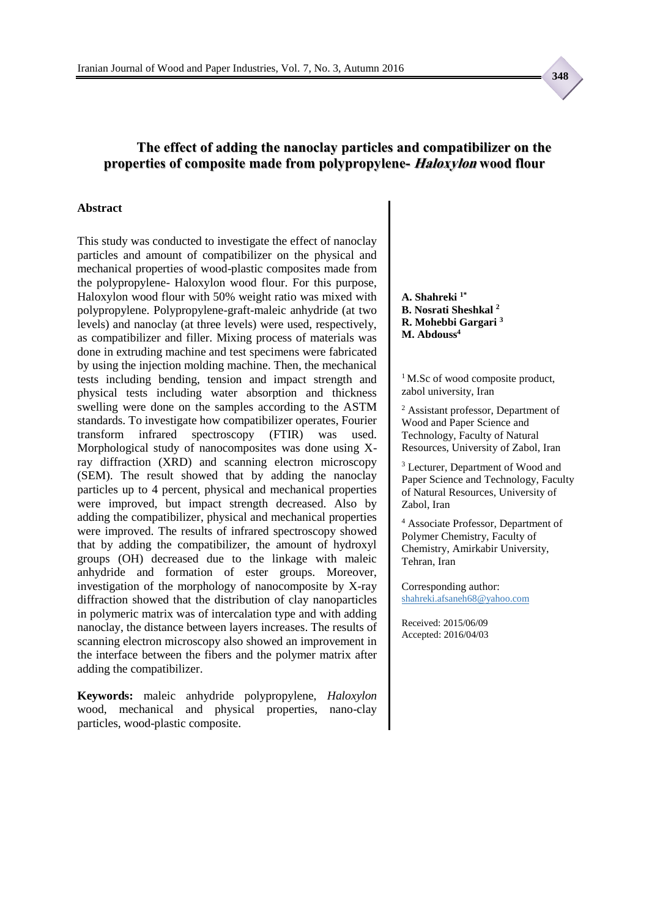# The effect of adding the nanoclay particles and compatibilizer on the properties of composite made from polypropylene- *Haloxylon* wood flour

## Abstract

This study was conducted to investigate the effect of nanoclay particles and amount of compatibilizer on the physical and mechanical properties of wood-plastic composites made from the polypropylene- Haloxylon wood flour. For this purpose, Haloxylon wood flour with 50% weight ratio was mixed with polypropylene. Polypropylene-graft-maleic anhydride (at two levels) and nanoclay (at three levels) were used, respectively, as compatibilizer and filler. Mixing process of materials was done in extruding machine and test specimens were fabricated by using the injection molding machine. Then, the mechanical tests including bending, tension and impact strength and physical tests including water absorption and thickness swelling were done on the samples according to the ASTM standards. To investigate how compatibilizer operates, Fourier transform infrared spectroscopy (FTIR) was used. Morphological study of nanocomposites was done using X-ray diffraction (XRD) and scanning electron microscopy (SEM). The result showed that by adding the nanoclay particles up to 4 percent, physical and mechanical properties were improved, but impact strength decreased. Also by adding the compatibilizer, physical and mechanical properties were improved. The results of infrared spectroscopy showed that by adding the compatibilizer, the amount of hydroxyl groups (OH) decreased due to the linkage with maleic anhydride and formation of ester groups. Moreover, investigation of the morphology of nanocomposite by X-ray diffraction showed that the distribution of clay nanoparticles in polymeric matrix was of intercalation type and with adding nanoclay, the distance between layers increases. The results of scanning electron microscopy also showed an improvement in the interface between the fibers and the polymer matrix after adding the compatibilizer.

**Keywords:** maleic anhydride polypropylene, *Haloxylon* wood, mechanical and physical properties, nano-clay particles, wood-plastic composite.

**A. Shahreki** [1*]
**B. Nosrati Sheshkal** [2]
**R. Mohebbi Gargari** [3]
**M. Abdouss** [4]

[1] M.Sc of wood composite product, zabol university, Iran

[2] Assistant professor, Department of Wood and Paper Science and Technology, Faculty of Natural Resources, University of Zabol, Iran

[3] Lecturer, Department of Wood and Paper Science and Technology, Faculty of Natural Resources, University of Zabol, Iran

[4] Associate Professor, Department of Polymer Chemistry, Faculty of Chemistry, Amirkabir University, Tehran, Iran

Corresponding author:
shahreki.afsaneh68@yahoo.com

Received: 2015/06/09
Accepted: 2016/04/03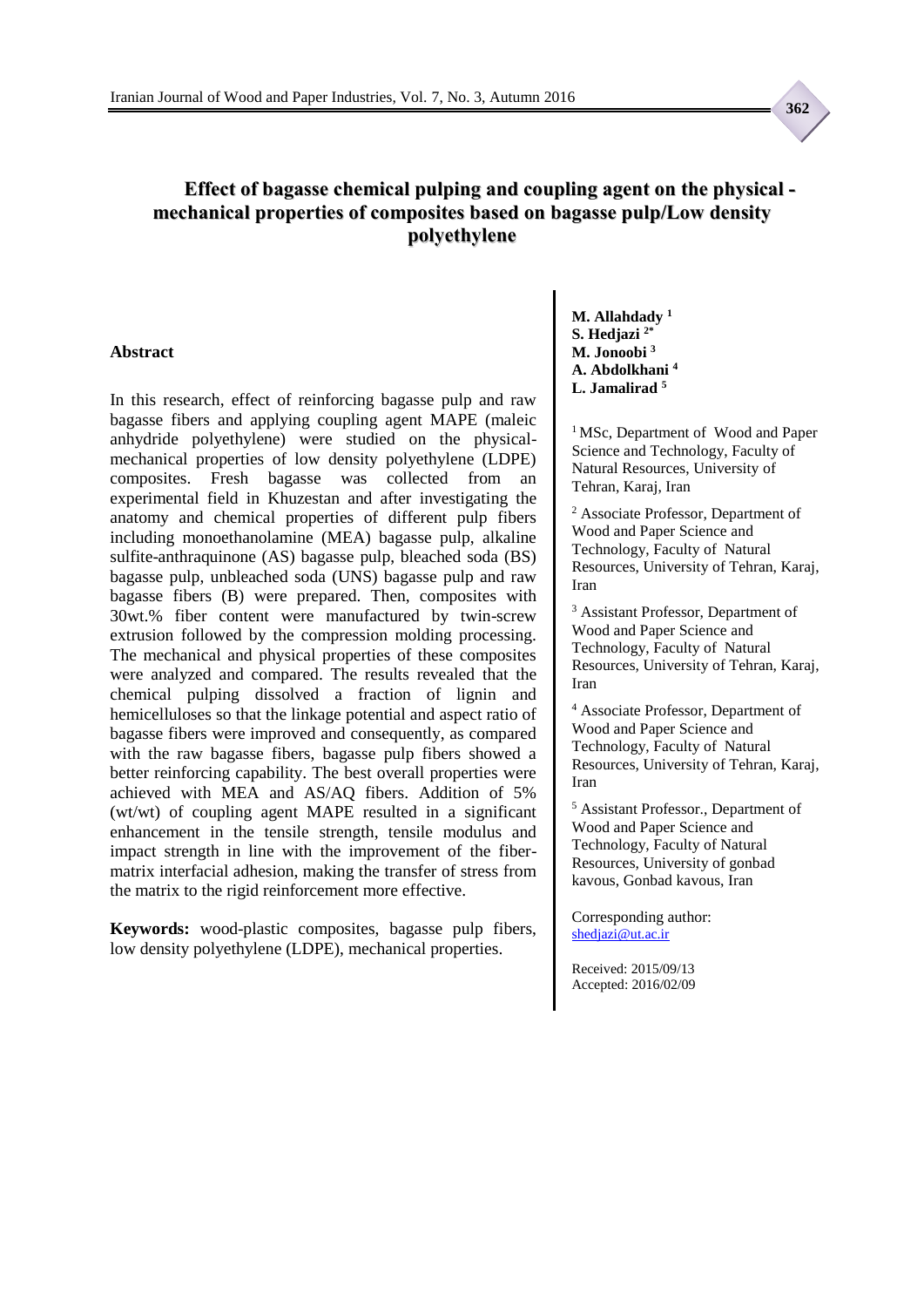# Effect of bagasse chemical pulping and coupling agent on the physical - mechanical properties of composites based on bagasse pulp/Low density polyethylene

**M. Allahdady** [1]
**S. Hedjazi** [2*]
**M. Jonoobi** [3]
**A. Abdolkhani** [4]
**L. Jamalirad** [5]

[1] MSc, Department of Wood and Paper Science and Technology, Faculty of Natural Resources, University of Tehran, Karaj, Iran

[2] Associate Professor, Department of Wood and Paper Science and Technology, Faculty of Natural Resources, University of Tehran, Karaj, Iran

[3] Assistant Professor, Department of Wood and Paper Science and Technology, Faculty of Natural Resources, University of Tehran, Karaj, Iran

[4] Associate Professor, Department of Wood and Paper Science and Technology, Faculty of Natural Resources, University of Tehran, Karaj, Iran

[5] Assistant Professor., Department of Wood and Paper Science and Technology, Faculty of Natural Resources, University of gonbad kavous, Gonbad kavous, Iran

Corresponding author: shedjazi@ut.ac.ir

Received: 2015/09/13
Accepted: 2016/02/09

## Abstract

In this research, effect of reinforcing bagasse pulp and raw bagasse fibers and applying coupling agent MAPE (maleic anhydride polyethylene) were studied on the physical-mechanical properties of low density polyethylene (LDPE) composites. Fresh bagasse was collected from an experimental field in Khuzestan and after investigating the anatomy and chemical properties of different pulp fibers including monoethanolamine (MEA) bagasse pulp, alkaline sulfite-anthraquinone (AS) bagasse pulp, bleached soda (BS) bagasse pulp, unbleached soda (UNS) bagasse pulp and raw bagasse fibers (B) were prepared. Then, composites with 30wt.% fiber content were manufactured by twin-screw extrusion followed by the compression molding processing. The mechanical and physical properties of these composites were analyzed and compared. The results revealed that the chemical pulping dissolved a fraction of lignin and hemicelluloses so that the linkage potential and aspect ratio of bagasse fibers were improved and consequently, as compared with the raw bagasse fibers, bagasse pulp fibers showed a better reinforcing capability. The best overall properties were achieved with MEA and AS/AQ fibers. Addition of 5% (wt/wt) of coupling agent MAPE resulted in a significant enhancement in the tensile strength, tensile modulus and impact strength in line with the improvement of the fiber-matrix interfacial adhesion, making the transfer of stress from the matrix to the rigid reinforcement more effective.

**Keywords:** wood-plastic composites, bagasse pulp fibers, low density polyethylene (LDPE), mechanical properties.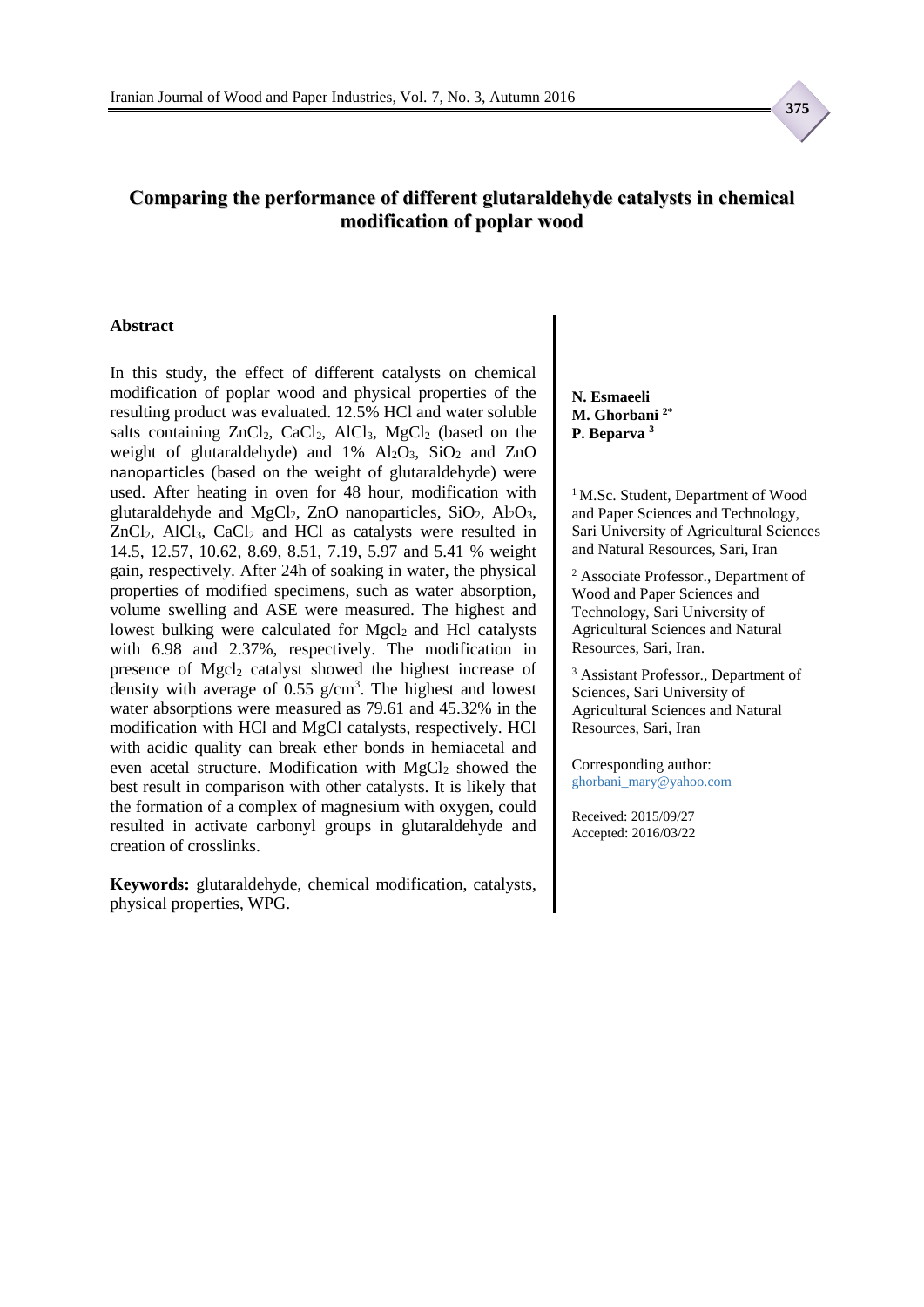# Comparing the performance of different glutaraldehyde catalysts in chemical modification of poplar wood

## Abstract

In this study, the effect of different catalysts on chemical modification of poplar wood and physical properties of the resulting product was evaluated. 12.5% HCl and water soluble salts containing $ZnCl_2$, $CaCl_2$, $AlCl_3$, $MgCl_2$ (based on the weight of glutaraldehyde) and 1% $Al_2O_3$, $SiO_2$ and ZnO nanoparticles (based on the weight of glutaraldehyde) were used. After heating in oven for 48 hour, modification with glutaraldehyde and $MgCl_2$, ZnO nanoparticles, $SiO_2$, $Al_2O_3$, $ZnCl_2$, $AlCl_3$, $CaCl_2$ and HCl as catalysts were resulted in 14.5, 12.57, 10.62, 8.69, 8.51, 7.19, 5.97 and 5.41 % weight gain, respectively. After 24h of soaking in water, the physical properties of modified specimens, such as water absorption, volume swelling and ASE were measured. The highest and lowest bulking were calculated for $Mgcl_2$ and Hcl catalysts with 6.98 and 2.37%, respectively. The modification in presence of $Mgcl_2$ catalyst showed the highest increase of density with average of 0.55 $g/cm^3$. The highest and lowest water absorptions were measured as 79.61 and 45.32% in the modification with HCl and MgCl catalysts, respectively. HCl with acidic quality can break ether bonds in hemiacetal and even acetal structure. Modification with $MgCl_2$ showed the best result in comparison with other catalysts. It is likely that the formation of a complex of magnesium with oxygen, could resulted in activate carbonyl groups in glutaraldehyde and creation of crosslinks.

**Keywords:** glutaraldehyde, chemical modification, catalysts, physical properties, WPG.

**N. Esmaeeli**
**M. Ghorbani [2*]**
**P. Beparva [3]**

[1] M.Sc. Student, Department of Wood and Paper Sciences and Technology, Sari University of Agricultural Sciences and Natural Resources, Sari, Iran

[2] Associate Professor., Department of Wood and Paper Sciences and Technology, Sari University of Agricultural Sciences and Natural Resources, Sari, Iran.

[3] Assistant Professor., Department of Sciences, Sari University of Agricultural Sciences and Natural Resources, Sari, Iran

Corresponding author:
ghorbani_mary@yahoo.com

Received: 2015/09/27
Accepted: 2016/03/22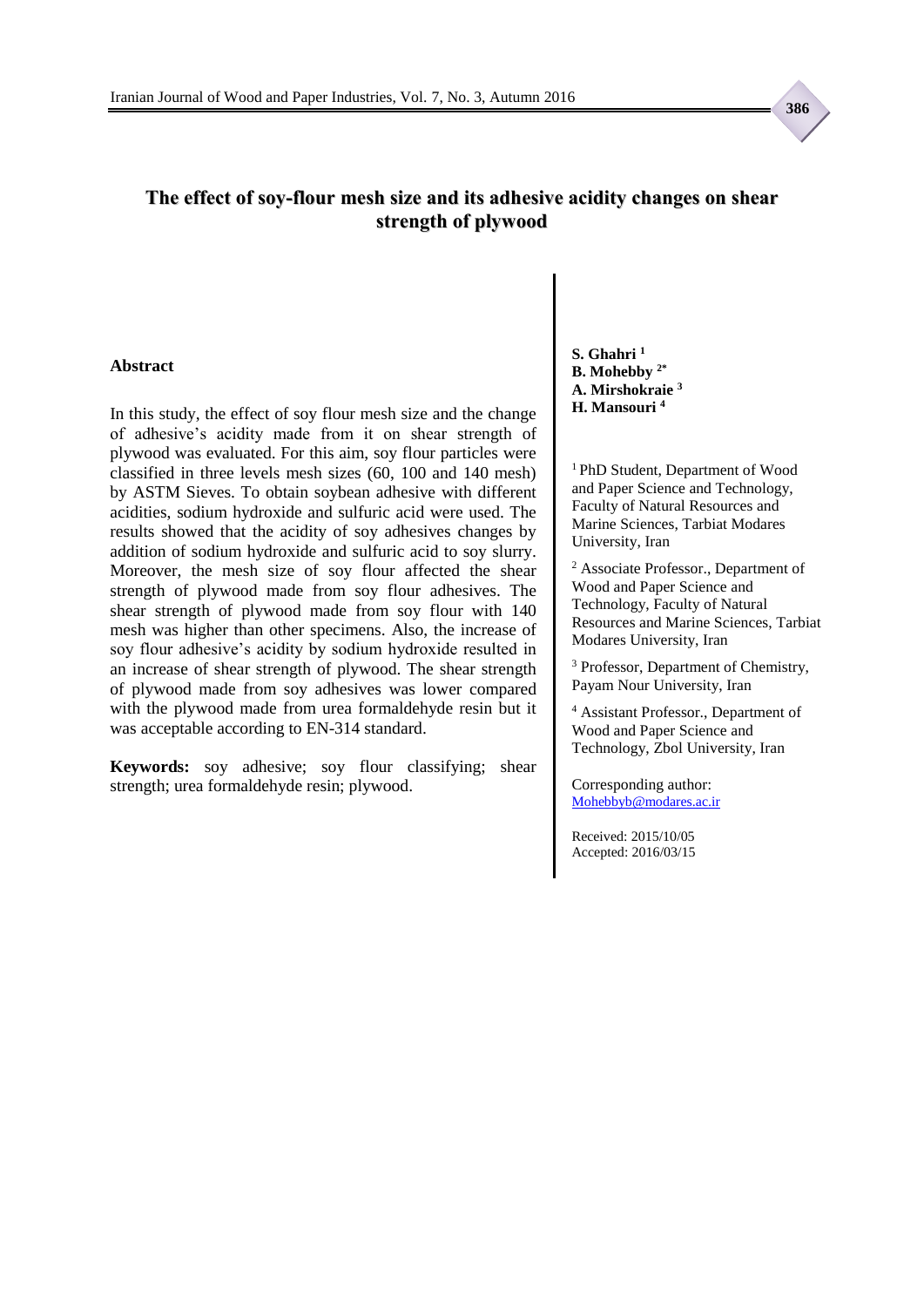# The effect of soy-flour mesh size and its adhesive acidity changes on shear strength of plywood

**S. Ghahri** [1]
**B. Mohebby** [2*]
**A. Mirshokraie** [3]
**H. Mansouri** [4]

[1] PhD Student, Department of Wood and Paper Science and Technology, Faculty of Natural Resources and Marine Sciences, Tarbiat Modares University, Iran

[2] Associate Professor., Department of Wood and Paper Science and Technology, Faculty of Natural Resources and Marine Sciences, Tarbiat Modares University, Iran

[3] Professor, Department of Chemistry, Payam Nour University, Iran

[4] Assistant Professor., Department of Wood and Paper Science and Technology, Zbol University, Iran

Corresponding author: Mohebbyb@modares.ac.ir

Received: 2015/10/05
Accepted: 2016/03/15

## Abstract

In this study, the effect of soy flour mesh size and the change of adhesive's acidity made from it on shear strength of plywood was evaluated. For this aim, soy flour particles were classified in three levels mesh sizes (60, 100 and 140 mesh) by ASTM Sieves. To obtain soybean adhesive with different acidities, sodium hydroxide and sulfuric acid were used. The results showed that the acidity of soy adhesives changes by addition of sodium hydroxide and sulfuric acid to soy slurry. Moreover, the mesh size of soy flour affected the shear strength of plywood made from soy flour adhesives. The shear strength of plywood made from soy flour with 140 mesh was higher than other specimens. Also, the increase of soy flour adhesive's acidity by sodium hydroxide resulted in an increase of shear strength of plywood. The shear strength of plywood made from soy adhesives was lower compared with the plywood made from urea formaldehyde resin but it was acceptable according to EN-314 standard.

**Keywords:** soy adhesive; soy flour classifying; shear strength; urea formaldehyde resin; plywood.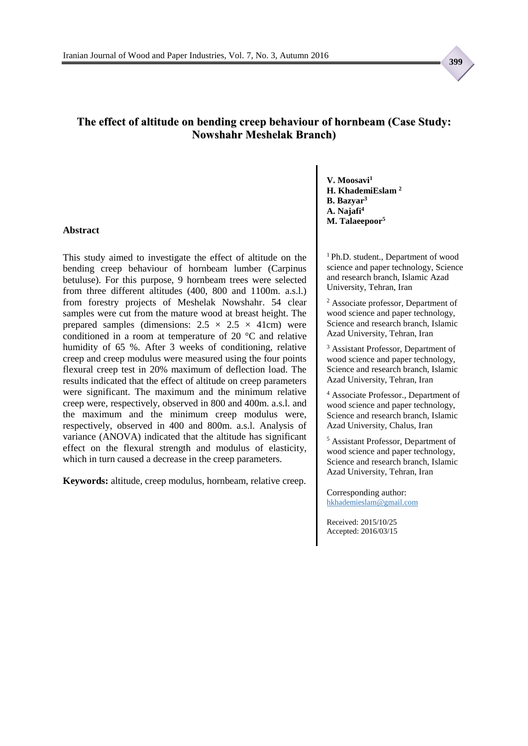# The effect of altitude on bending creep behaviour of hornbeam (Case Study: Nowshahr Meshelak Branch)

**V. Moosavi**[1]
**H. KhademiEslam** [2]
**B. Bazyar**[3]
**A. Najafi**[4]
**M. Talaeepoor**[5]

[1] Ph.D. student., Department of wood science and paper technology, Science and research branch, Islamic Azad University, Tehran, Iran

[2] Associate professor, Department of wood science and paper technology, Science and research branch, Islamic Azad University, Tehran, Iran

[3] Assistant Professor, Department of wood science and paper technology, Science and research branch, Islamic Azad University, Tehran, Iran

[4] Associate Professor., Department of wood science and paper technology, Science and research branch, Islamic Azad University, Chalus, Iran

[5] Assistant Professor, Department of wood science and paper technology, Science and research branch, Islamic Azad University, Tehran, Iran

Corresponding author: hkhademieslam@gmail.com

Received: 2015/10/25
Accepted: 2016/03/15

## Abstract

This study aimed to investigate the effect of altitude on the bending creep behaviour of hornbeam lumber (Carpinus betuluse). For this purpose, 9 hornbeam trees were selected from three different altitudes (400, 800 and 1100m. a.s.l.) from forestry projects of Meshelak Nowshahr. 54 clear samples were cut from the mature wood at breast height. The prepared samples (dimensions: 2.5 × 2.5 × 41cm) were conditioned in a room at temperature of 20 °C and relative humidity of 65 %. After 3 weeks of conditioning, relative creep and creep modulus were measured using the four points flexural creep test in 20% maximum of deflection load. The results indicated that the effect of altitude on creep parameters were significant. The maximum and the minimum relative creep were, respectively, observed in 800 and 400m. a.s.l. and the maximum and the minimum creep modulus were, respectively, observed in 400 and 800m. a.s.l. Analysis of variance (ANOVA) indicated that the altitude has significant effect on the flexural strength and modulus of elasticity, which in turn caused a decrease in the creep parameters.

**Keywords:** altitude, creep modulus, hornbeam, relative creep.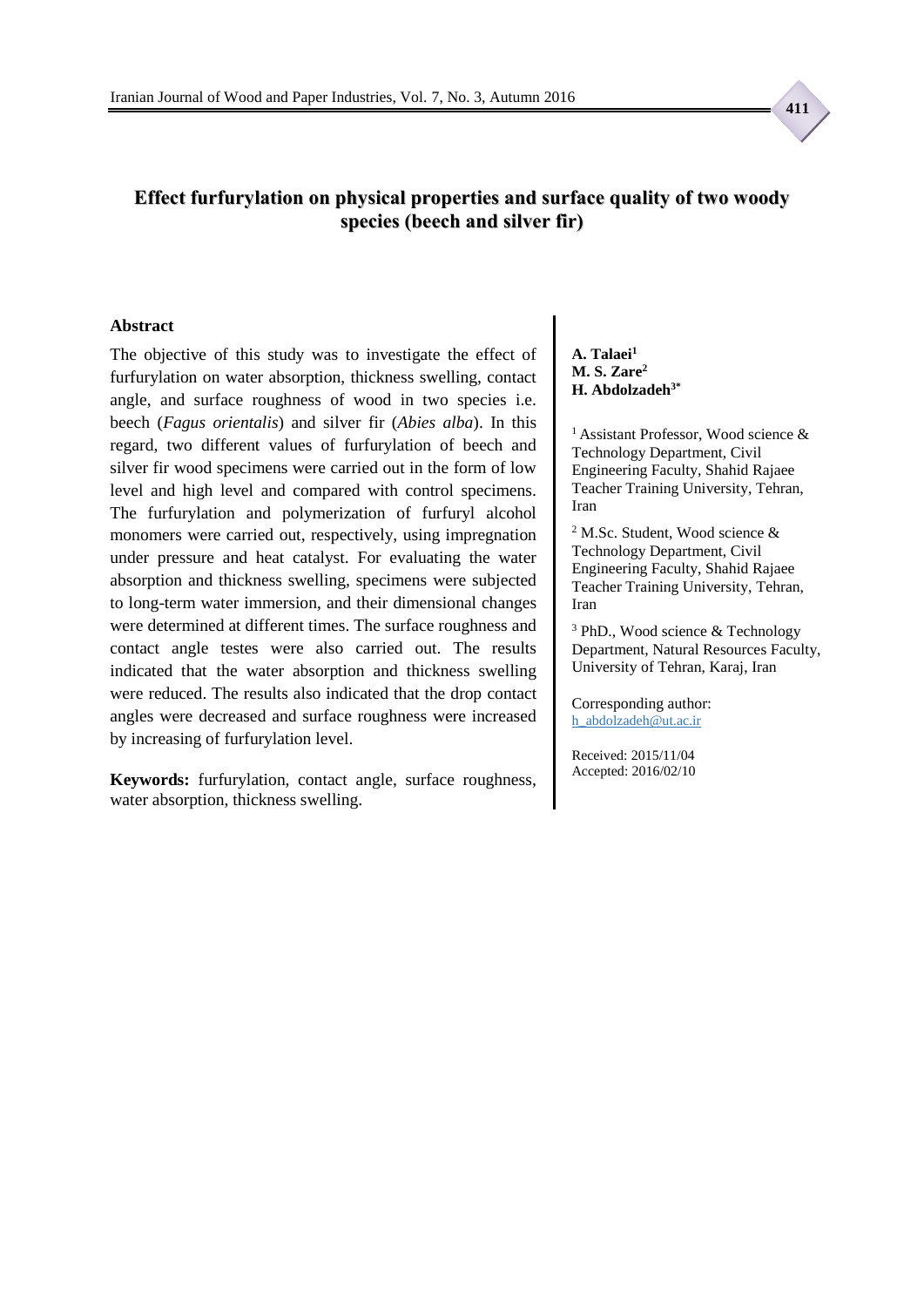# Effect furfurylation on physical properties and surface quality of two woody species (beech and silver fir)

**A. Talaei**[1]
**M. S. Zare**[2]
**H. Abdolzadeh**[3*]

[1] Assistant Professor, Wood science & Technology Department, Civil Engineering Faculty, Shahid Rajaee Teacher Training University, Tehran, Iran

[2] M.Sc. Student, Wood science & Technology Department, Civil Engineering Faculty, Shahid Rajaee Teacher Training University, Tehran, Iran

[3] PhD., Wood science & Technology Department, Natural Resources Faculty, University of Tehran, Karaj, Iran

Corresponding author: h_abdolzadeh@ut.ac.ir

Received: 2015/11/04
Accepted: 2016/02/10

### Abstract

The objective of this study was to investigate the effect of furfurylation on water absorption, thickness swelling, contact angle, and surface roughness of wood in two species i.e. beech (*Fagus orientalis*) and silver fir (*Abies alba*). In this regard, two different values of furfurylation of beech and silver fir wood specimens were carried out in the form of low level and high level and compared with control specimens. The furfurylation and polymerization of furfuryl alcohol monomers were carried out, respectively, using impregnation under pressure and heat catalyst. For evaluating the water absorption and thickness swelling, specimens were subjected to long-term water immersion, and their dimensional changes were determined at different times. The surface roughness and contact angle testes were also carried out. The results indicated that the water absorption and thickness swelling were reduced. The results also indicated that the drop contact angles were decreased and surface roughness were increased by increasing of furfurylation level.

**Keywords:** furfurylation, contact angle, surface roughness, water absorption, thickness swelling.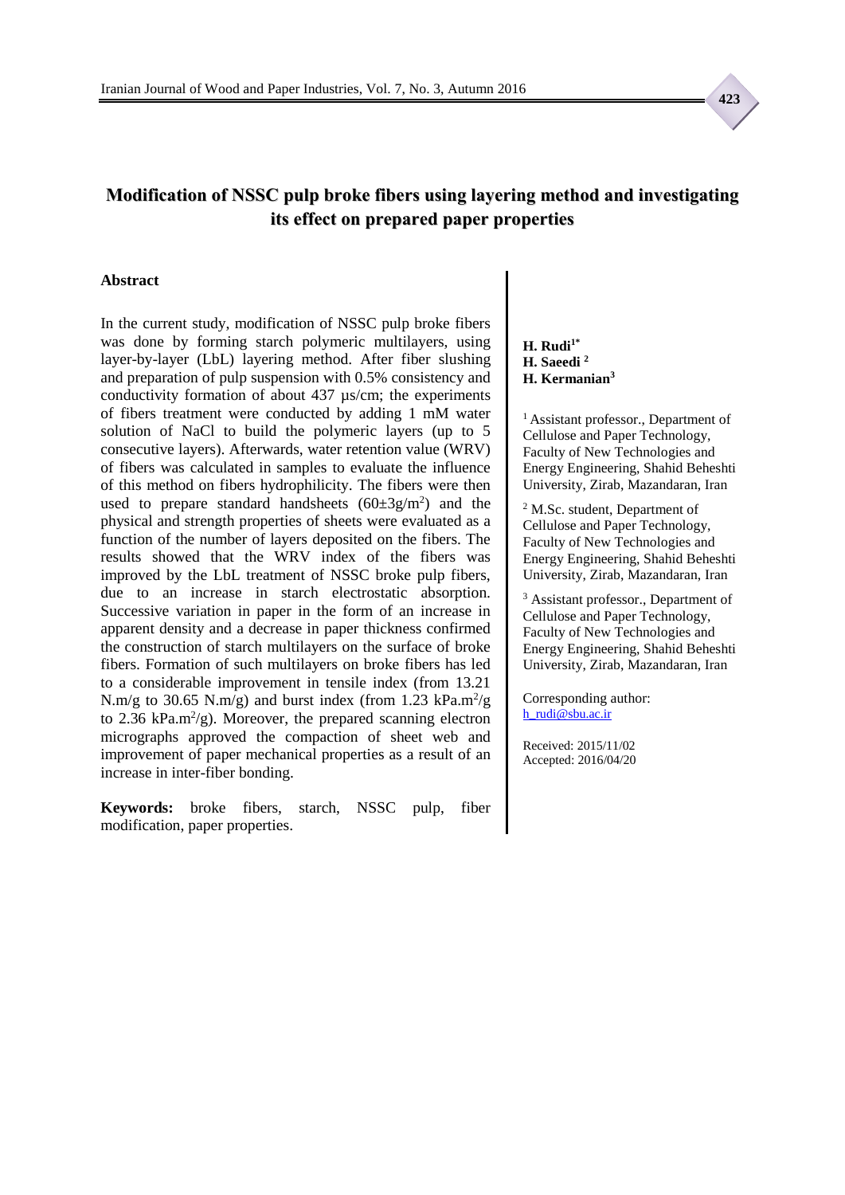# Modification of NSSC pulp broke fibers using layering method and investigating its effect on prepared paper properties

## Abstract

In the current study, modification of NSSC pulp broke fibers was done by forming starch polymeric multilayers, using layer-by-layer (LbL) layering method. After fiber slushing and preparation of pulp suspension with 0.5% consistency and conductivity formation of about 437 µs/cm; the experiments of fibers treatment were conducted by adding 1 mM water solution of NaCl to build the polymeric layers (up to 5 consecutive layers). Afterwards, water retention value (WRV) of fibers was calculated in samples to evaluate the influence of this method on fibers hydrophilicity. The fibers were then used to prepare standard handsheets ($60\pm3 g/m^2$) and the physical and strength properties of sheets were evaluated as a function of the number of layers deposited on the fibers. The results showed that the WRV index of the fibers was improved by the LbL treatment of NSSC broke pulp fibers, due to an increase in starch electrostatic absorption. Successive variation in paper in the form of an increase in apparent density and a decrease in paper thickness confirmed the construction of starch multilayers on the surface of broke fibers. Formation of such multilayers on broke fibers has led to a considerable improvement in tensile index (from 13.21 N.m/g to 30.65 N.m/g) and burst index (from 1.23 $kPa.m^2/g$ to 2.36 $kPa.m^2/g$). Moreover, the prepared scanning electron micrographs approved the compaction of sheet web and improvement of paper mechanical properties as a result of an increase in inter-fiber bonding.

**Keywords:** broke fibers, starch, NSSC pulp, fiber modification, paper properties.

**H. Rudi[1*]**
**H. Saeedi [2]**
**H. Kermanian[3]**

[1] Assistant professor., Department of Cellulose and Paper Technology, Faculty of New Technologies and Energy Engineering, Shahid Beheshti University, Zirab, Mazandaran, Iran

[2] M.Sc. student, Department of Cellulose and Paper Technology, Faculty of New Technologies and Energy Engineering, Shahid Beheshti University, Zirab, Mazandaran, Iran

[3] Assistant professor., Department of Cellulose and Paper Technology, Faculty of New Technologies and Energy Engineering, Shahid Beheshti University, Zirab, Mazandaran, Iran

Corresponding author: h_rudi@sbu.ac.ir

Received: 2015/11/02
Accepted: 2016/04/20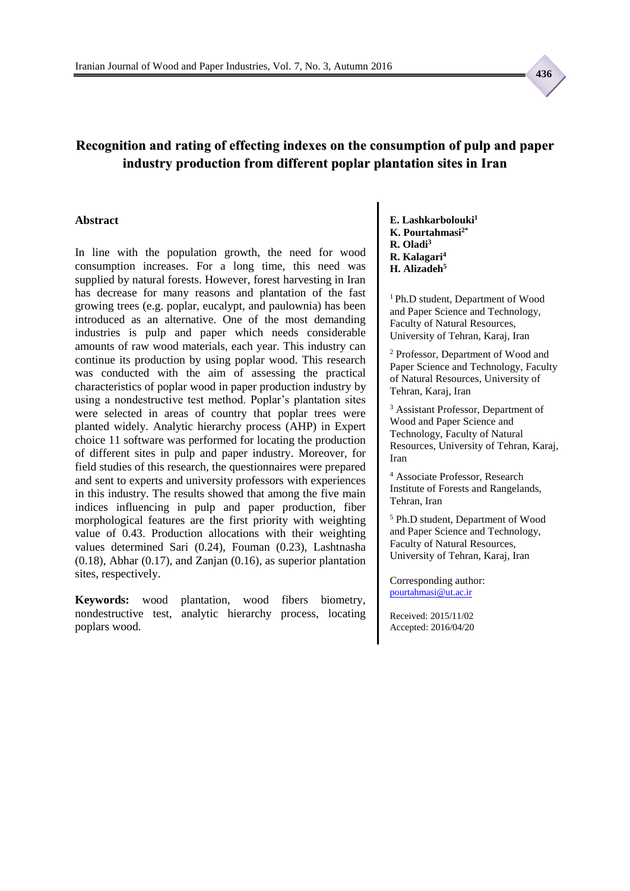# Recognition and rating of effecting indexes on the consumption of pulp and paper industry production from different poplar plantation sites in Iran

**E. Lashkarbolouki**[1]
**K. Pourtahmasi**[2*]
**R. Oladi**[3]
**R. Kalagari**[4]
**H. Alizadeh**[5]

[1] Ph.D student, Department of Wood and Paper Science and Technology, Faculty of Natural Resources, University of Tehran, Karaj, Iran

[2] Professor, Department of Wood and Paper Science and Technology, Faculty of Natural Resources, University of Tehran, Karaj, Iran

[3] Assistant Professor, Department of Wood and Paper Science and Technology, Faculty of Natural Resources, University of Tehran, Karaj, Iran

[4] Associate Professor, Research Institute of Forests and Rangelands, Tehran, Iran

[5] Ph.D student, Department of Wood and Paper Science and Technology, Faculty of Natural Resources, University of Tehran, Karaj, Iran

Corresponding author: pourtahmasi@ut.ac.ir

Received: 2015/11/02
Accepted: 2016/04/20

## Abstract

In line with the population growth, the need for wood consumption increases. For a long time, this need was supplied by natural forests. However, forest harvesting in Iran has decrease for many reasons and plantation of the fast growing trees (e.g. poplar, eucalypt, and paulownia) has been introduced as an alternative. One of the most demanding industries is pulp and paper which needs considerable amounts of raw wood materials, each year. This industry can continue its production by using poplar wood. This research was conducted with the aim of assessing the practical characteristics of poplar wood in paper production industry by using a nondestructive test method. Poplar's plantation sites were selected in areas of country that poplar trees were planted widely. Analytic hierarchy process (AHP) in Expert choice 11 software was performed for locating the production of different sites in pulp and paper industry. Moreover, for field studies of this research, the questionnaires were prepared and sent to experts and university professors with experiences in this industry. The results showed that among the five main indices influencing in pulp and paper production, fiber morphological features are the first priority with weighting value of 0.43. Production allocations with their weighting values determined Sari (0.24), Fouman (0.23), Lashtnasha (0.18), Abhar (0.17), and Zanjan (0.16), as superior plantation sites, respectively.

**Keywords:** wood plantation, wood fibers biometry, nondestructive test, analytic hierarchy process, locating poplars wood.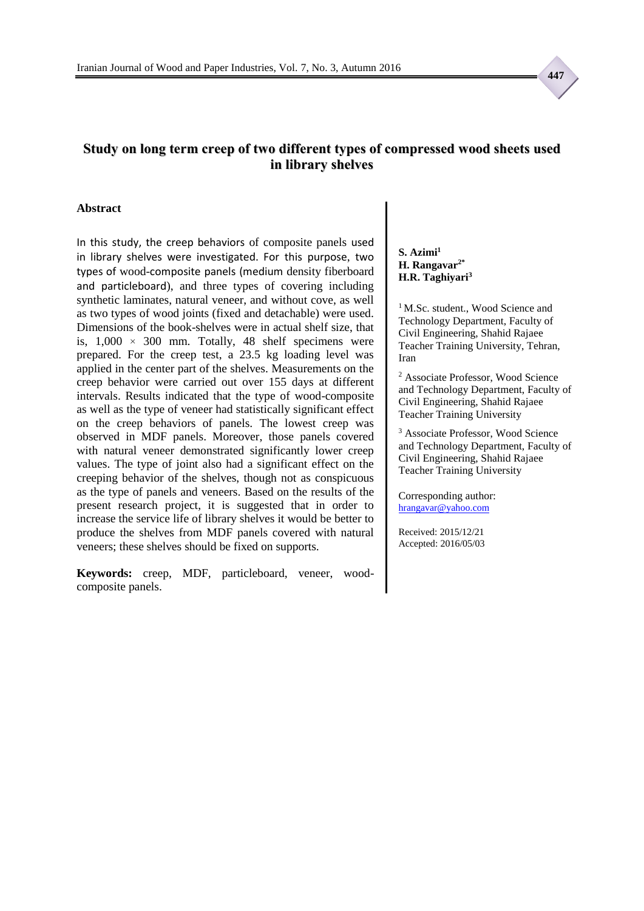# Study on long term creep of two different types of compressed wood sheets used in library shelves

## Abstract

In this study, the creep behaviors of composite panels used in library shelves were investigated. For this purpose, two types of wood-composite panels (medium density fiberboard and particleboard), and three types of covering including synthetic laminates, natural veneer, and without cove, as well as two types of wood joints (fixed and detachable) were used. Dimensions of the book-shelves were in actual shelf size, that is, 1,000 × 300 mm. Totally, 48 shelf specimens were prepared. For the creep test, a 23.5 kg loading level was applied in the center part of the shelves. Measurements on the creep behavior were carried out over 155 days at different intervals. Results indicated that the type of wood-composite as well as the type of veneer had statistically significant effect on the creep behaviors of panels. The lowest creep was observed in MDF panels. Moreover, those panels covered with natural veneer demonstrated significantly lower creep values. The type of joint also had a significant effect on the creeping behavior of the shelves, though not as conspicuous as the type of panels and veneers. Based on the results of the present research project, it is suggested that in order to increase the service life of library shelves it would be better to produce the shelves from MDF panels covered with natural veneers; these shelves should be fixed on supports.

**Keywords:** creep, MDF, particleboard, veneer, wood-composite panels.

**S. Azimi**[1]
**H. Rangavar**[2*]
**H.R. Taghiyari**[3]

[1] M.Sc. student., Wood Science and Technology Department, Faculty of Civil Engineering, Shahid Rajaee Teacher Training University, Tehran, Iran

[2] Associate Professor, Wood Science and Technology Department, Faculty of Civil Engineering, Shahid Rajaee Teacher Training University

[3] Associate Professor, Wood Science and Technology Department, Faculty of Civil Engineering, Shahid Rajaee Teacher Training University

Corresponding author: hrangavar@yahoo.com

Received: 2015/12/21
Accepted: 2016/05/03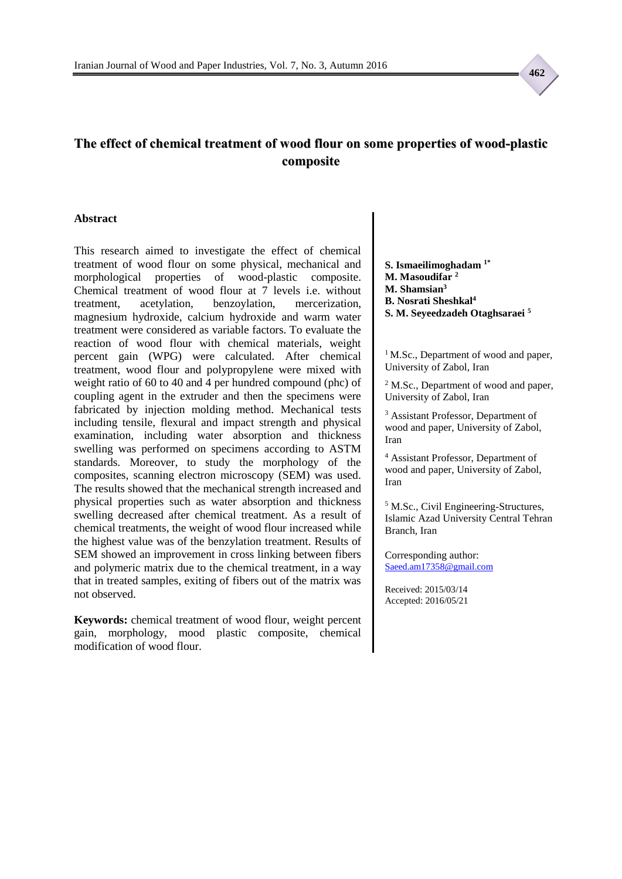# The effect of chemical treatment of wood flour on some properties of wood-plastic composite

## Abstract

This research aimed to investigate the effect of chemical treatment of wood flour on some physical, mechanical and morphological properties of wood-plastic composite. Chemical treatment of wood flour at 7 levels i.e. without treatment, acetylation, benzoylation, mercerization, magnesium hydroxide, calcium hydroxide and warm water treatment were considered as variable factors. To evaluate the reaction of wood flour with chemical materials, weight percent gain (WPG) were calculated. After chemical treatment, wood flour and polypropylene were mixed with weight ratio of 60 to 40 and 4 per hundred compound (phc) of coupling agent in the extruder and then the specimens were fabricated by injection molding method. Mechanical tests including tensile, flexural and impact strength and physical examination, including water absorption and thickness swelling was performed on specimens according to ASTM standards. Moreover, to study the morphology of the composites, scanning electron microscopy (SEM) was used. The results showed that the mechanical strength increased and physical properties such as water absorption and thickness swelling decreased after chemical treatment. As a result of chemical treatments, the weight of wood flour increased while the highest value was of the benzylation treatment. Results of SEM showed an improvement in cross linking between fibers and polymeric matrix due to the chemical treatment, in a way that in treated samples, exiting of fibers out of the matrix was not observed.

**Keywords:** chemical treatment of wood flour, weight percent gain, morphology, mood plastic composite, chemical modification of wood flour.

**S. Ismaeilimoghadam [1*]**
**M. Masoudifar [2]**
**M. Shamsian[3]**
**B. Nosrati Sheshkal[4]**
**S. M. Seyeedzadeh Otaghsaraei [5]**

[1] M.Sc., Department of wood and paper, University of Zabol, Iran

[2] M.Sc., Department of wood and paper, University of Zabol, Iran

[3] Assistant Professor, Department of wood and paper, University of Zabol, Iran

[4] Assistant Professor, Department of wood and paper, University of Zabol, Iran

[5] M.Sc., Civil Engineering-Structures, Islamic Azad University Central Tehran Branch, Iran

Corresponding author:
Saeed.am17358@gmail.com

Received: 2015/03/14
Accepted: 2016/05/21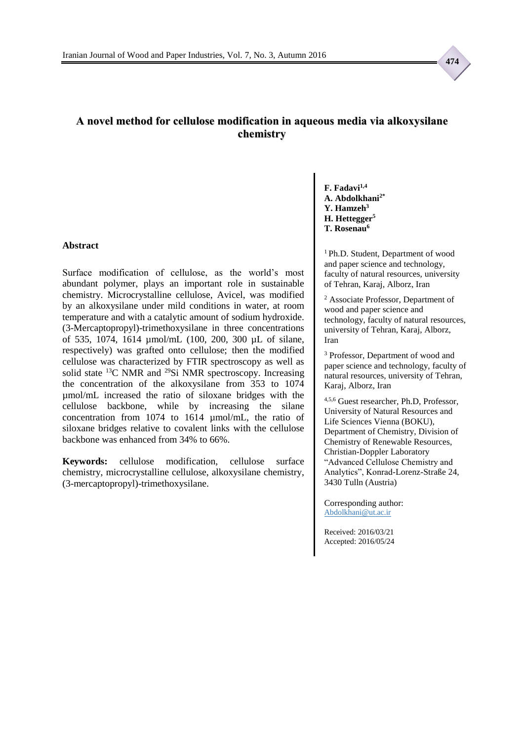# A novel method for cellulose modification in aqueous media via alkoxysilane chemistry

**F. Fadavi**[1,4]
**A. Abdolkhani**[2*]
**Y. Hamzeh**[3]
**H. Hettegger**[5]
**T. Rosenau**[6]

[1] Ph.D. Student, Department of wood and paper science and technology, faculty of natural resources, university of Tehran, Karaj, Alborz, Iran

[2] Associate Professor, Department of wood and paper science and technology, faculty of natural resources, university of Tehran, Karaj, Alborz, Iran

[3] Professor, Department of wood and paper science and technology, faculty of natural resources, university of Tehran, Karaj, Alborz, Iran

[4,5,6] Guest researcher, Ph.D, Professor, University of Natural Resources and Life Sciences Vienna (BOKU), Department of Chemistry, Division of Chemistry of Renewable Resources, Christian-Doppler Laboratory "Advanced Cellulose Chemistry and Analytics", Konrad-Lorenz-Straße 24, 3430 Tulln (Austria)

Corresponding author: Abdolkhani@ut.ac.ir

Received: 2016/03/21
Accepted: 2016/05/24

## Abstract

Surface modification of cellulose, as the world's most abundant polymer, plays an important role in sustainable chemistry. Microcrystalline cellulose, Avicel, was modified by an alkoxysilane under mild conditions in water, at room temperature and with a catalytic amount of sodium hydroxide. (3-Mercaptopropyl)-trimethoxysilane in three concentrations of 535, 1074, 1614 µmol/mL (100, 200, 300 µL of silane, respectively) was grafted onto cellulose; then the modified cellulose was characterized by FTIR spectroscopy as well as solid state $^{13}C$ NMR and $^{29}Si$ NMR spectroscopy. Increasing the concentration of the alkoxysilane from 353 to 1074 µmol/mL increased the ratio of siloxane bridges with the cellulose backbone, while by increasing the silane concentration from 1074 to 1614 µmol/mL, the ratio of siloxane bridges relative to covalent links with the cellulose backbone was enhanced from 34% to 66%.

**Keywords:** cellulose modification, cellulose surface chemistry, microcrystalline cellulose, alkoxysilane chemistry, (3-mercaptopropyl)-trimethoxysilane.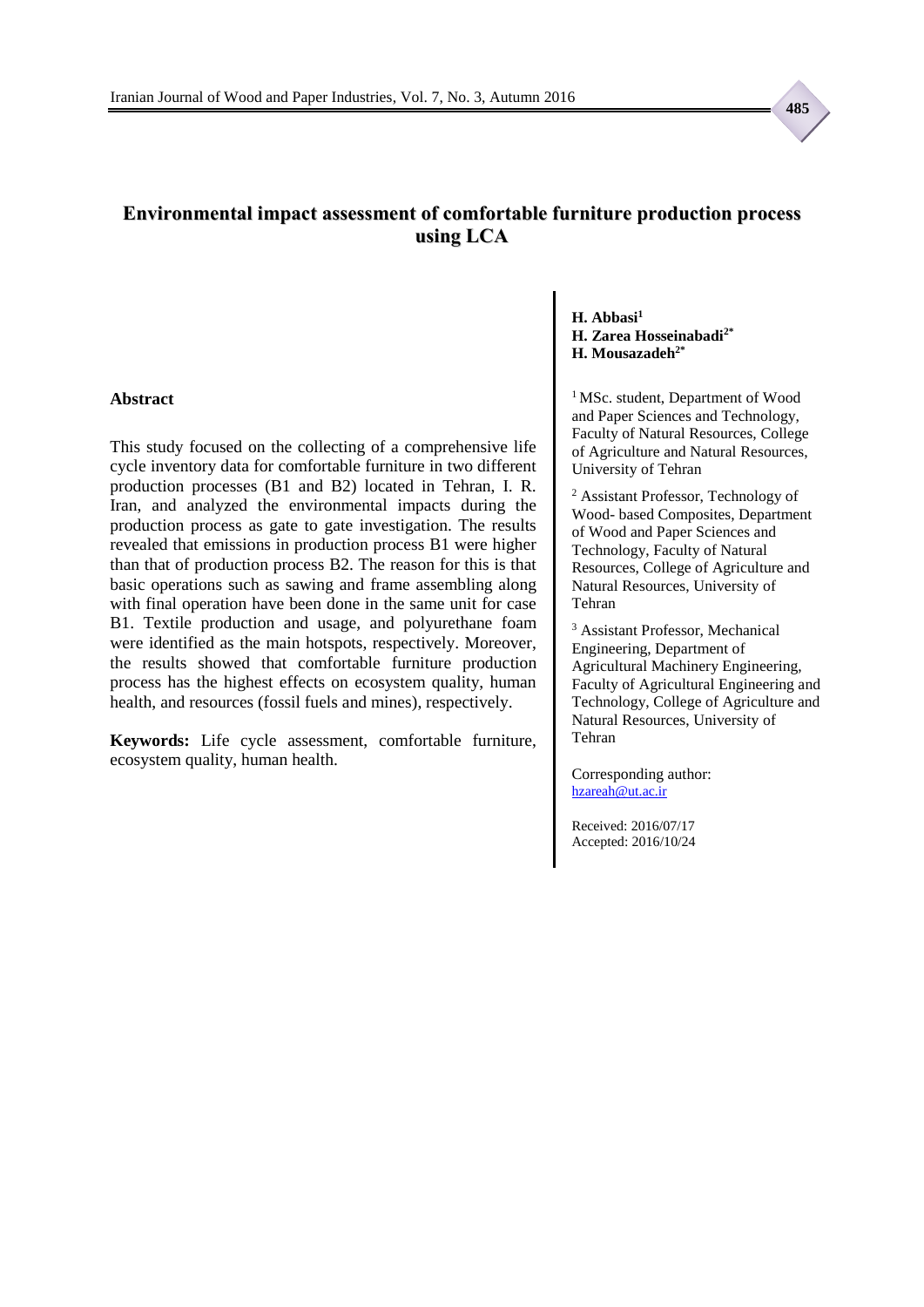# Environmental impact assessment of comfortable furniture production process using LCA

**H. Abbasi**[1]
**H. Zarea Hosseinabadi**[2*]
**H. Mousazadeh**[2*]

[1] MSc. student, Department of Wood and Paper Sciences and Technology, Faculty of Natural Resources, College of Agriculture and Natural Resources, University of Tehran

[2] Assistant Professor, Technology of Wood- based Composites, Department of Wood and Paper Sciences and Technology, Faculty of Natural Resources, College of Agriculture and Natural Resources, University of Tehran

[3] Assistant Professor, Mechanical Engineering, Department of Agricultural Machinery Engineering, Faculty of Agricultural Engineering and Technology, College of Agriculture and Natural Resources, University of Tehran

Corresponding author: hzareah@ut.ac.ir

Received: 2016/07/17
Accepted: 2016/10/24

## Abstract

This study focused on the collecting of a comprehensive life cycle inventory data for comfortable furniture in two different production processes (B1 and B2) located in Tehran, I. R. Iran, and analyzed the environmental impacts during the production process as gate to gate investigation. The results revealed that emissions in production process B1 were higher than that of production process B2. The reason for this is that basic operations such as sawing and frame assembling along with final operation have been done in the same unit for case B1. Textile production and usage, and polyurethane foam were identified as the main hotspots, respectively. Moreover, the results showed that comfortable furniture production process has the highest effects on ecosystem quality, human health, and resources (fossil fuels and mines), respectively.

**Keywords:** Life cycle assessment, comfortable furniture, ecosystem quality, human health.